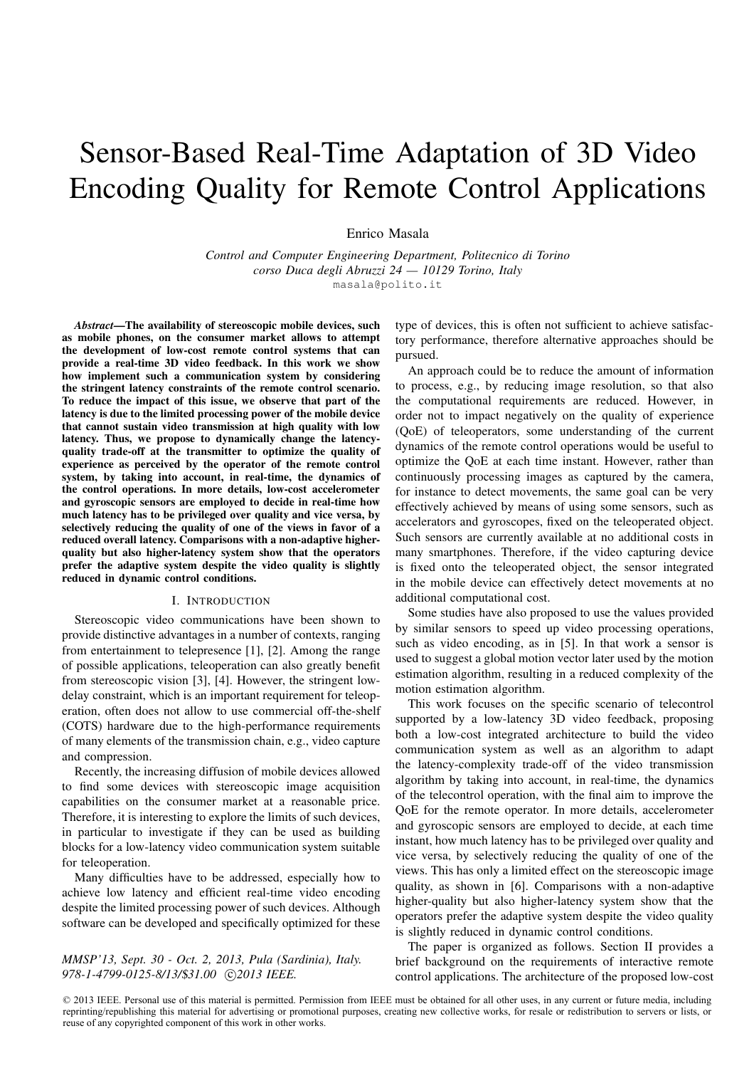# Sensor-Based Real-Time Adaptation of 3D Video Encoding Quality for Remote Control Applications

Enrico Masala

*Control and Computer Engineering Department, Politecnico di Torino*
*corso Duca degli Abruzzi 24 — 10129 Torino, Italy*
masala@polito.it

***Abstract*—The availability of stereoscopic mobile devices, such as mobile phones, on the consumer market allows to attempt the development of low-cost remote control systems that can provide a real-time 3D video feedback. In this work we show how implement such a communication system by considering the stringent latency constraints of the remote control scenario. To reduce the impact of this issue, we observe that part of the latency is due to the limited processing power of the mobile device that cannot sustain video transmission at high quality with low latency. Thus, we propose to dynamically change the latency-quality trade-off at the transmitter to optimize the quality of experience as perceived by the operator of the remote control system, by taking into account, in real-time, the dynamics of the control operations. In more details, low-cost accelerometer and gyroscopic sensors are employed to decide in real-time how much latency has to be privileged over quality and vice versa, by selectively reducing the quality of one of the views in favor of a reduced overall latency. Comparisons with a non-adaptive higher-quality but also higher-latency system show that the operators prefer the adaptive system despite the video quality is slightly reduced in dynamic control conditions.**

## I. Introduction

Stereoscopic video communications have been shown to provide distinctive advantages in a number of contexts, ranging from entertainment to telepresence [1], [2]. Among the range of possible applications, teleoperation can also greatly benefit from stereoscopic vision [3], [4]. However, the stringent low-delay constraint, which is an important requirement for teleoperation, often does not allow to use commercial off-the-shelf (COTS) hardware due to the high-performance requirements of many elements of the transmission chain, e.g., video capture and compression.

Recently, the increasing diffusion of mobile devices allowed to find some devices with stereoscopic image acquisition capabilities on the consumer market at a reasonable price. Therefore, it is interesting to explore the limits of such devices, in particular to investigate if they can be used as building blocks for a low-latency video communication system suitable for teleoperation.

Many difficulties have to be addressed, especially how to achieve low latency and efficient real-time video encoding despite the limited processing power of such devices. Although software can be developed and specifically optimized for these type of devices, this is often not sufficient to achieve satisfactory performance, therefore alternative approaches should be pursued.

An approach could be to reduce the amount of information to process, e.g., by reducing image resolution, so that also the computational requirements are reduced. However, in order not to impact negatively on the quality of experience (QoE) of teleoperators, some understanding of the current dynamics of the remote control operations would be useful to optimize the QoE at each time instant. However, rather than continuously processing images as captured by the camera, for instance to detect movements, the same goal can be very effectively achieved by means of using some sensors, such as accelerators and gyroscopes, fixed on the teleoperated object. Such sensors are currently available at no additional costs in many smartphones. Therefore, if the video capturing device is fixed onto the teleoperated object, the sensor integrated in the mobile device can effectively detect movements at no additional computational cost.

Some studies have also proposed to use the values provided by similar sensors to speed up video processing operations, such as video encoding, as in [5]. In that work a sensor is used to suggest a global motion vector later used by the motion estimation algorithm, resulting in a reduced complexity of the motion estimation algorithm.

This work focuses on the specific scenario of telecontrol supported by a low-latency 3D video feedback, proposing both a low-cost integrated architecture to build the video communication system as well as an algorithm to adapt the latency-complexity trade-off of the video transmission algorithm by taking into account, in real-time, the dynamics of the telecontrol operation, with the final aim to improve the QoE for the remote operator. In more details, accelerometer and gyroscopic sensors are employed to decide, at each time instant, how much latency has to be privileged over quality and vice versa, by selectively reducing the quality of one of the views. This has only a limited effect on the stereoscopic image quality, as shown in [6]. Comparisons with a non-adaptive higher-quality but also higher-latency system show that the operators prefer the adaptive system despite the video quality is slightly reduced in dynamic control conditions.

The paper is organized as follows. Section II provides a brief background on the requirements of interactive remote control applications. The architecture of the proposed low-cost

*MMSP'13, Sept. 30 - Oct. 2, 2013, Pula (Sardinia), Italy.*
*978-1-4799-0125-8/13/\$31.00 ©2013 IEEE.*

© 2013 IEEE. Personal use of this material is permitted. Permission from IEEE must be obtained for all other uses, in any current or future media, including reprinting/republishing this material for advertising or promotional purposes, creating new collective works, for resale or redistribution to servers or lists, or reuse of any copyrighted component of this work in other works.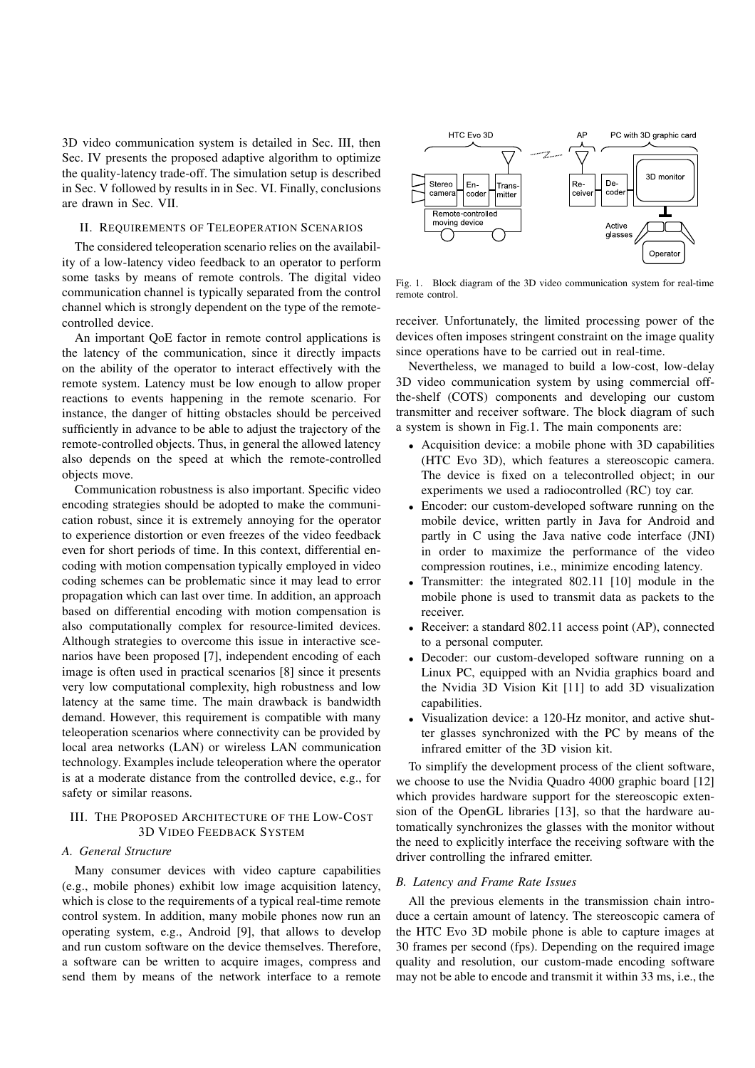3D video communication system is detailed in Sec. III, then Sec. IV presents the proposed adaptive algorithm to optimize the quality-latency trade-off. The simulation setup is described in Sec. V followed by results in in Sec. VI. Finally, conclusions are drawn in Sec. VII.

## II. Requirements of Teleoperation Scenarios

The considered teleoperation scenario relies on the availability of a low-latency video feedback to an operator to perform some tasks by means of remote controls. The digital video communication channel is typically separated from the control channel which is strongly dependent on the type of the remote-controlled device.

An important QoE factor in remote control applications is the latency of the communication, since it directly impacts on the ability of the operator to interact effectively with the remote system. Latency must be low enough to allow proper reactions to events happening in the remote scenario. For instance, the danger of hitting obstacles should be perceived sufficiently in advance to be able to adjust the trajectory of the remote-controlled objects. Thus, in general the allowed latency also depends on the speed at which the remote-controlled objects move.

Communication robustness is also important. Specific video encoding strategies should be adopted to make the communication robust, since it is extremely annoying for the operator to experience distortion or even freezes of the video feedback even for short periods of time. In this context, differential encoding with motion compensation typically employed in video coding schemes can be problematic since it may lead to error propagation which can last over time. In addition, an approach based on differential encoding with motion compensation is also computationally complex for resource-limited devices. Although strategies to overcome this issue in interactive scenarios have been proposed [7], independent encoding of each image is often used in practical scenarios [8] since it presents very low computational complexity, high robustness and low latency at the same time. The main drawback is bandwidth demand. However, this requirement is compatible with many teleoperation scenarios where connectivity can be provided by local area networks (LAN) or wireless LAN communication technology. Examples include teleoperation where the operator is at a moderate distance from the controlled device, e.g., for safety or similar reasons.

## III. The Proposed Architecture of the Low-Cost 3D Video Feedback System

### A. General Structure

Many consumer devices with video capture capabilities (e.g., mobile phones) exhibit low image acquisition latency, which is close to the requirements of a typical real-time remote control system. In addition, many mobile phones now run an operating system, e.g., Android [9], that allows to develop and run custom software on the device themselves. Therefore, a software can be written to acquire images, compress and send them by means of the network interface to a remote receiver. Unfortunately, the limited processing power of the devices often imposes stringent constraint on the image quality since operations have to be carried out in real-time.

HTC Evo 3D
Stereo camera
En-coder
Trans-mitter
Remote-controlled moving device
AP
Re-ceiver
PC with 3D graphic card
De-coder
3D monitor
Active glasses
Operator

Fig. 1. Block diagram of the 3D video communication system for real-time remote control.

Nevertheless, we managed to build a low-cost, low-delay 3D video communication system by using commercial off-the-shelf (COTS) components and developing our custom transmitter and receiver software. The block diagram of such a system is shown in Fig.1. The main components are:

- Acquisition device: a mobile phone with 3D capabilities (HTC Evo 3D), which features a stereoscopic camera. The device is fixed on a telecontrolled object; in our experiments we used a radiocontrolled (RC) toy car.
- Encoder: our custom-developed software running on the mobile device, written partly in Java for Android and partly in C using the Java native code interface (JNI) in order to maximize the performance of the video compression routines, i.e., minimize encoding latency.
- Transmitter: the integrated 802.11 [10] module in the mobile phone is used to transmit data as packets to the receiver.
- Receiver: a standard 802.11 access point (AP), connected to a personal computer.
- Decoder: our custom-developed software running on a Linux PC, equipped with an Nvidia graphics board and the Nvidia 3D Vision Kit [11] to add 3D visualization capabilities.
- Visualization device: a 120-Hz monitor, and active shutter glasses synchronized with the PC by means of the infrared emitter of the 3D vision kit.

To simplify the development process of the client software, we choose to use the Nvidia Quadro 4000 graphic board [12] which provides hardware support for the stereoscopic extension of the OpenGL libraries [13], so that the hardware automatically synchronizes the glasses with the monitor without the need to explicitly interface the receiving software with the driver controlling the infrared emitter.

### B. Latency and Frame Rate Issues

All the previous elements in the transmission chain introduce a certain amount of latency. The stereoscopic camera of the HTC Evo 3D mobile phone is able to capture images at 30 frames per second (fps). Depending on the required image quality and resolution, our custom-made encoding software may not be able to encode and transmit it within 33 ms, i.e., the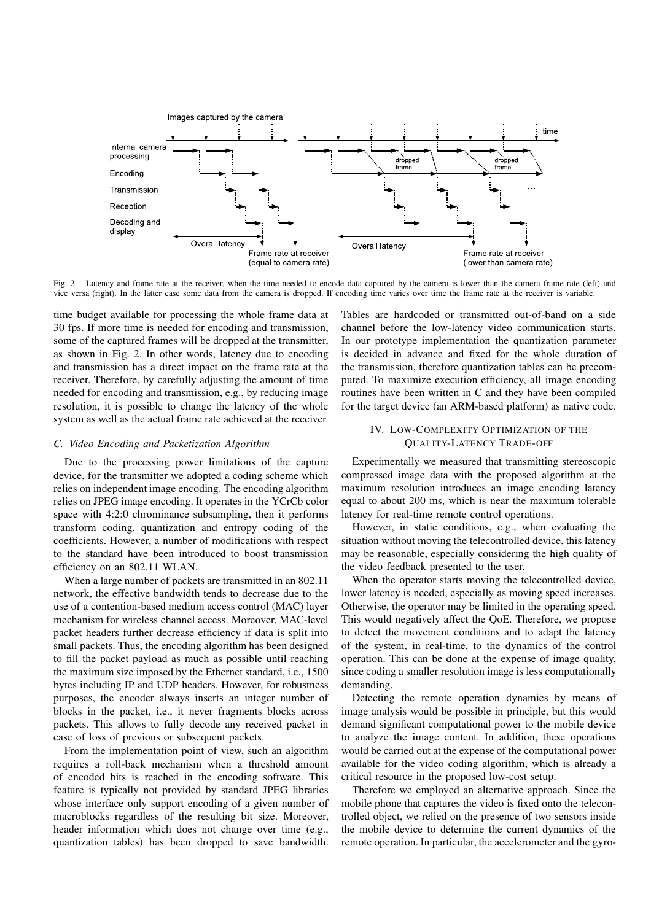Fig. 2. Latency and frame rate at the receiver, when the time needed to encode data captured by the camera is lower than the camera frame rate (left) and vice versa (right). In the latter case some data from the camera is dropped. If encoding time varies over time the frame rate at the receiver is variable.

time budget available for processing the whole frame data at 30 fps. If more time is needed for encoding and transmission, some of the captured frames will be dropped at the transmitter, as shown in Fig. 2. In other words, latency due to encoding and transmission has a direct impact on the frame rate at the receiver. Therefore, by carefully adjusting the amount of time needed for encoding and transmission, e.g., by reducing image resolution, it is possible to change the latency of the whole system as well as the actual frame rate achieved at the receiver.

### C. Video Encoding and Packetization Algorithm

Due to the processing power limitations of the capture device, for the transmitter we adopted a coding scheme which relies on independent image encoding. The encoding algorithm relies on JPEG image encoding. It operates in the YCrCb color space with 4:2:0 chrominance subsampling, then it performs transform coding, quantization and entropy coding of the coefficients. However, a number of modifications with respect to the standard have been introduced to boost transmission efficiency on an 802.11 WLAN.

When a large number of packets are transmitted in an 802.11 network, the effective bandwidth tends to decrease due to the use of a contention-based medium access control (MAC) layer mechanism for wireless channel access. Moreover, MAC-level packet headers further decrease efficiency if data is split into small packets. Thus, the encoding algorithm has been designed to fill the packet payload as much as possible until reaching the maximum size imposed by the Ethernet standard, i.e., 1500 bytes including IP and UDP headers. However, for robustness purposes, the encoder always inserts an integer number of blocks in the packet, i.e., it never fragments blocks across packets. This allows to fully decode any received packet in case of loss of previous or subsequent packets.

From the implementation point of view, such an algorithm requires a roll-back mechanism when a threshold amount of encoded bits is reached in the encoding software. This feature is typically not provided by standard JPEG libraries whose interface only support encoding of a given number of macroblocks regardless of the resulting bit size. Moreover, header information which does not change over time (e.g., quantization tables) has been dropped to save bandwidth. Tables are hardcoded or transmitted out-of-band on a side channel before the low-latency video communication starts. In our prototype implementation the quantization parameter is decided in advance and fixed for the whole duration of the transmission, therefore quantization tables can be precomputed. To maximize execution efficiency, all image encoding routines have been written in C and they have been compiled for the target device (an ARM-based platform) as native code.

## IV. Low-Complexity Optimization of the Quality-Latency Trade-off

Experimentally we measured that transmitting stereoscopic compressed image data with the proposed algorithm at the maximum resolution introduces an image encoding latency equal to about 200 ms, which is near the maximum tolerable latency for real-time remote control operations.

However, in static conditions, e.g., when evaluating the situation without moving the telecontrolled device, this latency may be reasonable, especially considering the high quality of the video feedback presented to the user.

When the operator starts moving the telecontrolled device, lower latency is needed, especially as moving speed increases. Otherwise, the operator may be limited in the operating speed. This would negatively affect the QoE. Therefore, we propose to detect the movement conditions and to adapt the latency of the system, in real-time, to the dynamics of the control operation. This can be done at the expense of image quality, since coding a smaller resolution image is less computationally demanding.

Detecting the remote operation dynamics by means of image analysis would be possible in principle, but this would demand significant computational power to the mobile device to analyze the image content. In addition, these operations would be carried out at the expense of the computational power available for the video coding algorithm, which is already a critical resource in the proposed low-cost setup.

Therefore we employed an alternative approach. Since the mobile phone that captures the video is fixed onto the telecontrolled object, we relied on the presence of two sensors inside the mobile device to determine the current dynamics of the remote operation. In particular, the accelerometer and the gyro-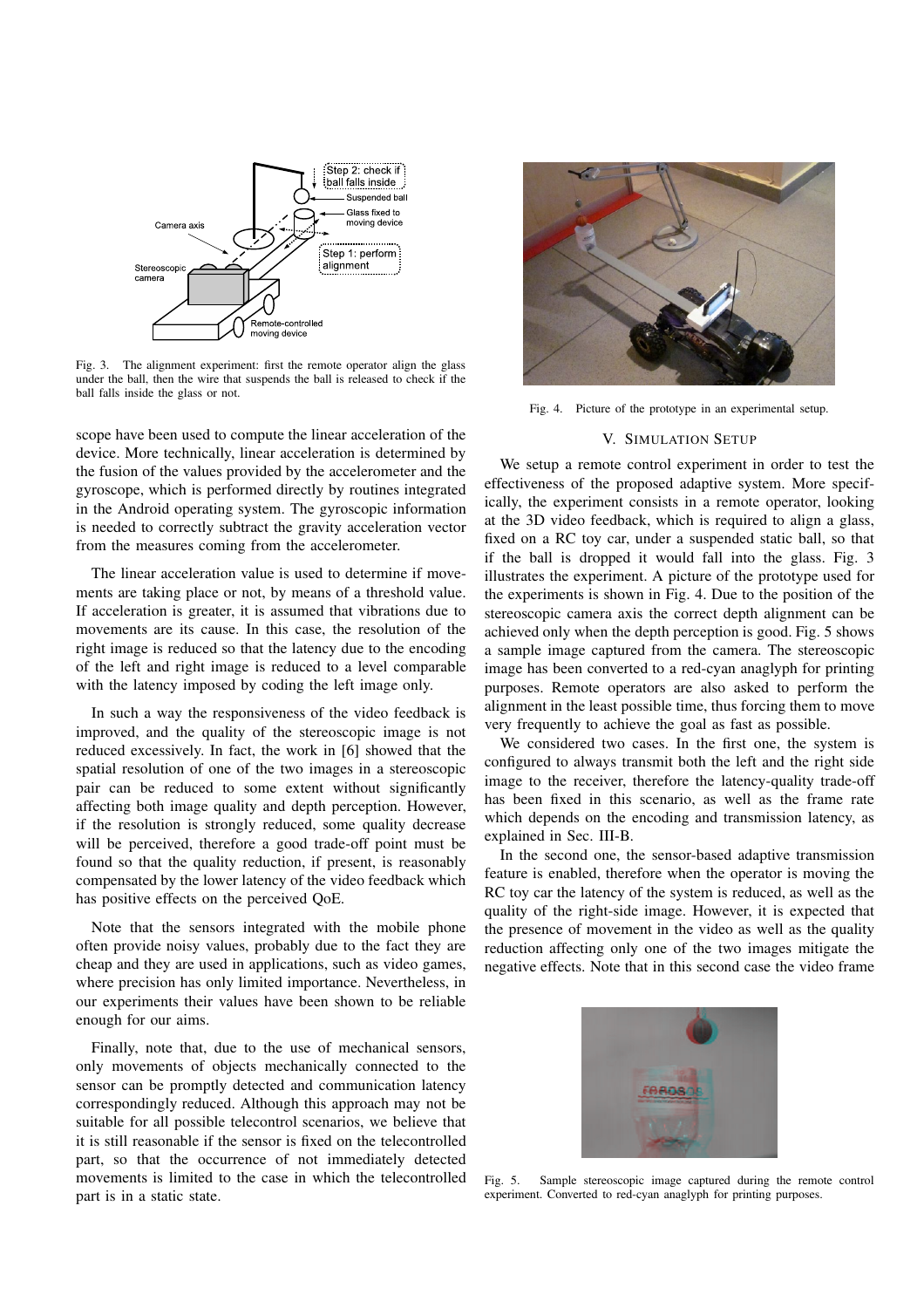Step 2: check if ball falls inside

Suspended ball

Glass fixed to moving device

Camera axis

Step 1: perform alignment

Stereoscopic camera

Remote-controlled moving device

Fig. 3. The alignment experiment: first the remote operator align the glass under the ball, then the wire that suspends the ball is released to check if the ball falls inside the glass or not.

scope have been used to compute the linear acceleration of the device. More technically, linear acceleration is determined by the fusion of the values provided by the accelerometer and the gyroscope, which is performed directly by routines integrated in the Android operating system. The gyroscopic information is needed to correctly subtract the gravity acceleration vector from the measures coming from the accelerometer.

The linear acceleration value is used to determine if movements are taking place or not, by means of a threshold value. If acceleration is greater, it is assumed that vibrations due to movements are its cause. In this case, the resolution of the right image is reduced so that the latency due to the encoding of the left and right image is reduced to a level comparable with the latency imposed by coding the left image only.

In such a way the responsiveness of the video feedback is improved, and the quality of the stereoscopic image is not reduced excessively. In fact, the work in [6] showed that the spatial resolution of one of the two images in a stereoscopic pair can be reduced to some extent without significantly affecting both image quality and depth perception. However, if the resolution is strongly reduced, some quality decrease will be perceived, therefore a good trade-off point must be found so that the quality reduction, if present, is reasonably compensated by the lower latency of the video feedback which has positive effects on the perceived QoE.

Note that the sensors integrated with the mobile phone often provide noisy values, probably due to the fact they are cheap and they are used in applications, such as video games, where precision has only limited importance. Nevertheless, in our experiments their values have been shown to be reliable enough for our aims.

Finally, note that, due to the use of mechanical sensors, only movements of objects mechanically connected to the sensor can be promptly detected and communication latency correspondingly reduced. Although this approach may not be suitable for all possible telecontrol scenarios, we believe that it is still reasonable if the sensor is fixed on the telecontrolled part, so that the occurrence of not immediately detected movements is limited to the case in which the telecontrolled part is in a static state.

Fig. 4. Picture of the prototype in an experimental setup.

## V. Simulation Setup

We setup a remote control experiment in order to test the effectiveness of the proposed adaptive system. More specifically, the experiment consists in a remote operator, looking at the 3D video feedback, which is required to align a glass, fixed on a RC toy car, under a suspended static ball, so that if the ball is dropped it would fall into the glass. Fig. 3 illustrates the experiment. A picture of the prototype used for the experiments is shown in Fig. 4. Due to the position of the stereoscopic camera axis the correct depth alignment can be achieved only when the depth perception is good. Fig. 5 shows a sample image captured from the camera. The stereoscopic image has been converted to a red-cyan anaglyph for printing purposes. Remote operators are also asked to perform the alignment in the least possible time, thus forcing them to move very frequently to achieve the goal as fast as possible.

We considered two cases. In the first one, the system is configured to always transmit both the left and the right side image to the receiver, therefore the latency-quality trade-off has been fixed in this scenario, as well as the frame rate which depends on the encoding and transmission latency, as explained in Sec. III-B.

In the second one, the sensor-based adaptive transmission feature is enabled, therefore when the operator is moving the RC toy car the latency of the system is reduced, as well as the quality of the right-side image. However, it is expected that the presence of movement in the video as well as the quality reduction affecting only one of the two images mitigate the negative effects. Note that in this second case the video frame

Fig. 5. Sample stereoscopic image captured during the remote control experiment. Converted to red-cyan anaglyph for printing purposes.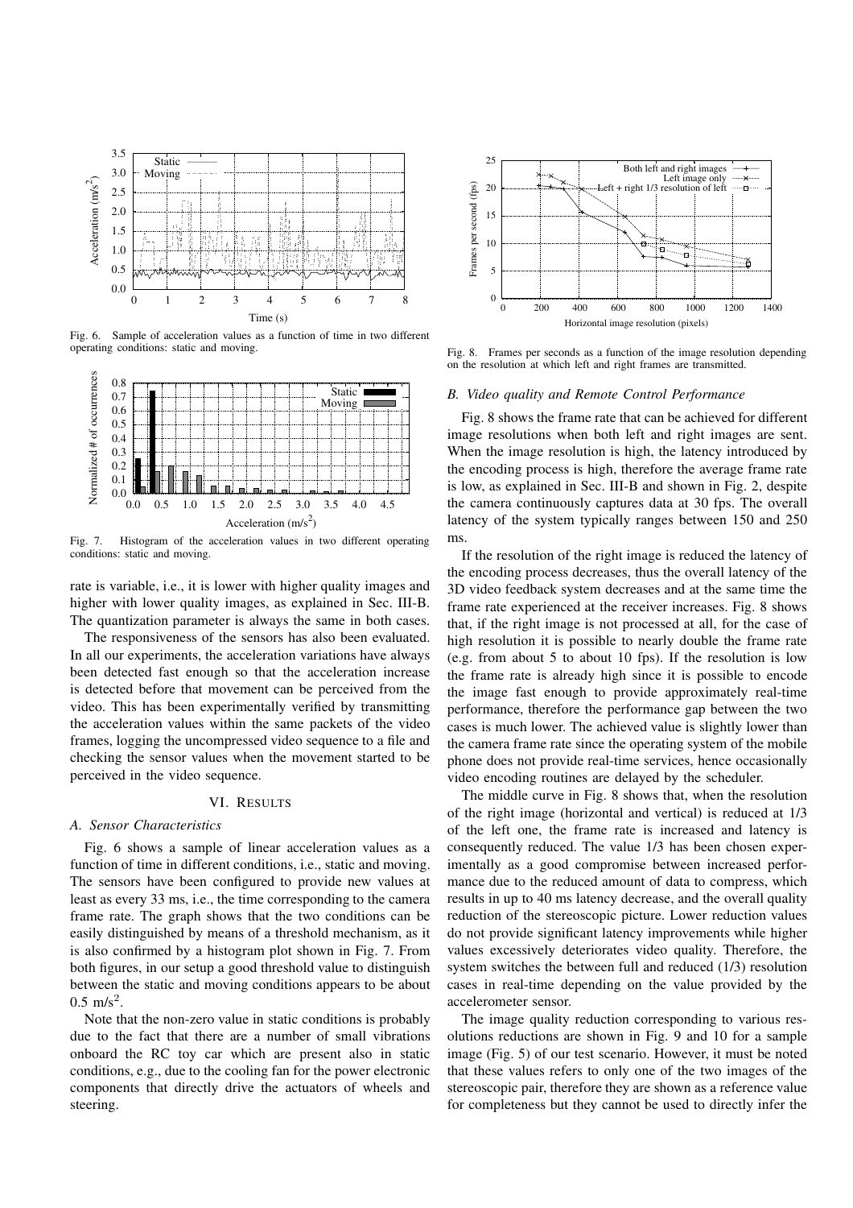Fig. 6. Sample of acceleration values as a function of time in two different operating conditions: static and moving.

Fig. 7. Histogram of the acceleration values in two different operating conditions: static and moving.

rate is variable, i.e., it is lower with higher quality images and higher with lower quality images, as explained in Sec. III-B. The quantization parameter is always the same in both cases.

The responsiveness of the sensors has also been evaluated. In all our experiments, the acceleration variations have always been detected fast enough so that the acceleration increase is detected before that movement can be perceived from the video. This has been experimentally verified by transmitting the acceleration values within the same packets of the video frames, logging the uncompressed video sequence to a file and checking the sensor values when the movement started to be perceived in the video sequence.

## VI. Results

### A. Sensor Characteristics

Fig. 6 shows a sample of linear acceleration values as a function of time in different conditions, i.e., static and moving. The sensors have been configured to provide new values at least as every 33 ms, i.e., the time corresponding to the camera frame rate. The graph shows that the two conditions can be easily distinguished by means of a threshold mechanism, as it is also confirmed by a histogram plot shown in Fig. 7. From both figures, in our setup a good threshold value to distinguish between the static and moving conditions appears to be about 0.5 m/s$^2$.

Note that the non-zero value in static conditions is probably due to the fact that there are a number of small vibrations onboard the RC toy car which are present also in static conditions, e.g., due to the cooling fan for the power electronic components that directly drive the actuators of wheels and steering.

Fig. 8. Frames per seconds as a function of the image resolution depending on the resolution at which left and right frames are transmitted.

### B. Video quality and Remote Control Performance

Fig. 8 shows the frame rate that can be achieved for different image resolutions when both left and right images are sent. When the image resolution is high, the latency introduced by the encoding process is high, therefore the average frame rate is low, as explained in Sec. III-B and shown in Fig. 2, despite the camera continuously captures data at 30 fps. The overall latency of the system typically ranges between 150 and 250 ms.

If the resolution of the right image is reduced the latency of the encoding process decreases, thus the overall latency of the 3D video feedback system decreases and at the same time the frame rate experienced at the receiver increases. Fig. 8 shows that, if the right image is not processed at all, for the case of high resolution it is possible to nearly double the frame rate (e.g. from about 5 to about 10 fps). If the resolution is low the frame rate is already high since it is possible to encode the image fast enough to provide approximately real-time performance, therefore the performance gap between the two cases is much lower. The achieved value is slightly lower than the camera frame rate since the operating system of the mobile phone does not provide real-time services, hence occasionally video encoding routines are delayed by the scheduler.

The middle curve in Fig. 8 shows that, when the resolution of the right image (horizontal and vertical) is reduced at 1/3 of the left one, the frame rate is increased and latency is consequently reduced. The value 1/3 has been chosen experimentally as a good compromise between increased performance due to the reduced amount of data to compress, which results in up to 40 ms latency decrease, and the overall quality reduction of the stereoscopic picture. Lower reduction values do not provide significant latency improvements while higher values excessively deteriorates video quality. Therefore, the system switches the between full and reduced (1/3) resolution cases in real-time depending on the value provided by the accelerometer sensor.

The image quality reduction corresponding to various resolutions reductions are shown in Fig. 9 and 10 for a sample image (Fig. 5) of our test scenario. However, it must be noted that these values refers to only one of the two images of the stereoscopic pair, therefore they are shown as a reference value for completeness but they cannot be used to directly infer the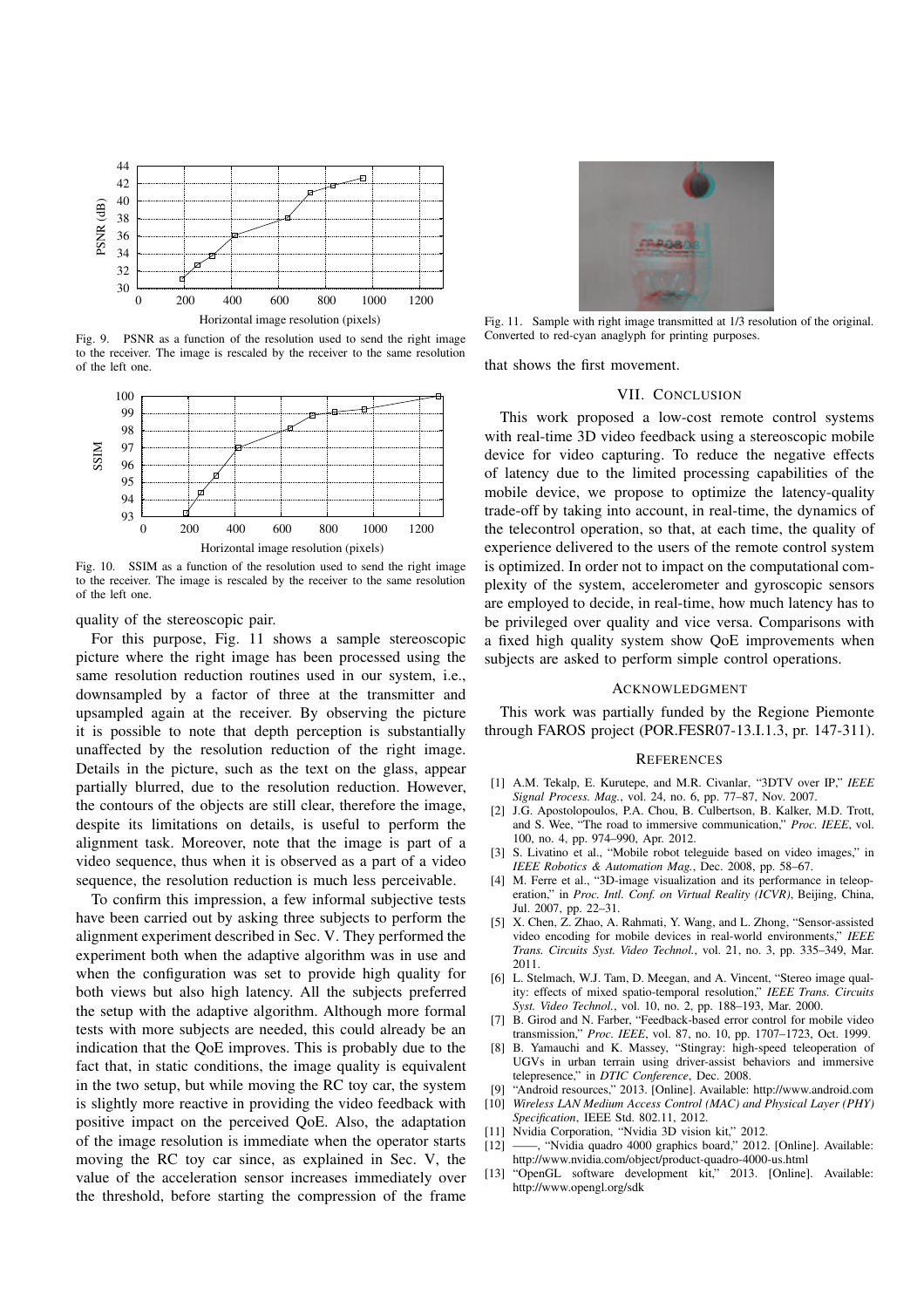44
42
40
38
36
34
32
30
PSNR (dB)
0 200 400 600 800 1000 1200
Horizontal image resolution (pixels)

Fig. 9. PSNR as a function of the resolution used to send the right image to the receiver. The image is rescaled by the receiver to the same resolution of the left one.

100
99
98
97
96
95
94
93
SSIM
0 200 400 600 800 1000 1200
Horizontal image resolution (pixels)

Fig. 10. SSIM as a function of the resolution used to send the right image to the receiver. The image is rescaled by the receiver to the same resolution of the left one.

quality of the stereoscopic pair.

For this purpose, Fig. 11 shows a sample stereoscopic picture where the right image has been processed using the same resolution reduction routines used in our system, i.e., downsampled by a factor of three at the transmitter and upsampled again at the receiver. By observing the picture it is possible to note that depth perception is substantially unaffected by the resolution reduction of the right image. Details in the picture, such as the text on the glass, appear partially blurred, due to the resolution reduction. However, the contours of the objects are still clear, therefore the image, despite its limitations on details, is useful to perform the alignment task. Moreover, note that the image is part of a video sequence, thus when it is observed as a part of a video sequence, the resolution reduction is much less perceivable.

To confirm this impression, a few informal subjective tests have been carried out by asking three subjects to perform the alignment experiment described in Sec. V. They performed the experiment both when the adaptive algorithm was in use and when the configuration was set to provide high quality for both views but also high latency. All the subjects preferred the setup with the adaptive algorithm. Although more formal tests with more subjects are needed, this could already be an indication that the QoE improves. This is probably due to the fact that, in static conditions, the image quality is equivalent in the two setup, but while moving the RC toy car, the system is slightly more reactive in providing the video feedback with positive impact on the perceived QoE. Also, the adaptation of the image resolution is immediate when the operator starts moving the RC toy car since, as explained in Sec. V, the value of the acceleration sensor increases immediately over the threshold, before starting the compression of the frame that shows the first movement.

Fig. 11. Sample with right image transmitted at 1/3 resolution of the original. Converted to red-cyan anaglyph for printing purposes.

## VII. Conclusion

This work proposed a low-cost remote control systems with real-time 3D video feedback using a stereoscopic mobile device for video capturing. To reduce the negative effects of latency due to the limited processing capabilities of the mobile device, we propose to optimize the latency-quality trade-off by taking into account, in real-time, the dynamics of the telecontrol operation, so that, at each time, the quality of experience delivered to the users of the remote control system is optimized. In order not to impact on the computational complexity of the system, accelerometer and gyroscopic sensors are employed to decide, in real-time, how much latency has to be privileged over quality and vice versa. Comparisons with a fixed high quality system show QoE improvements when subjects are asked to perform simple control operations.

## Acknowledgment

This work was partially funded by the Regione Piemonte through FAROS project (POR.FESR07-13.I.1.3, pr. 147-311).

## References

[1] A.M. Tekalp, E. Kurutepe, and M.R. Civanlar, "3DTV over IP," *IEEE Signal Process. Mag.*, vol. 24, no. 6, pp. 77–87, Nov. 2007.

[2] J.G. Apostolopoulos, P.A. Chou, B. Culbertson, B. Kalker, M.D. Trott, and S. Wee, "The road to immersive communication," *Proc. IEEE*, vol. 100, no. 4, pp. 974–990, Apr. 2012.

[3] S. Livatino et al., "Mobile robot teleguide based on video images," in *IEEE Robotics & Automation Mag.*, Dec. 2008, pp. 58–67.

[4] M. Ferre et al., "3D-image visualization and its performance in teleoperation," in *Proc. Intl. Conf. on Virtual Reality (ICVR)*, Beijing, China, Jul. 2007, pp. 22–31.

[5] X. Chen, Z. Zhao, A. Rahmati, Y. Wang, and L. Zhong, "Sensor-assisted video encoding for mobile devices in real-world environments," *IEEE Trans. Circuits Syst. Video Technol.*, vol. 21, no. 3, pp. 335–349, Mar. 2011.

[6] L. Stelmach, W.J. Tam, D. Meegan, and A. Vincent, "Stereo image quality: effects of mixed spatio-temporal resolution," *IEEE Trans. Circuits Syst. Video Technol.*, vol. 10, no. 2, pp. 188–193, Mar. 2000.

[7] B. Girod and N. Farber, "Feedback-based error control for mobile video transmission," *Proc. IEEE*, vol. 87, no. 10, pp. 1707–1723, Oct. 1999.

[8] B. Yamauchi and K. Massey, "Stingray: high-speed teleoperation of UGVs in urban terrain using driver-assist behaviors and immersive telepresence," in *DTIC Conference*, Dec. 2008.

[9] "Android resources," 2013. [Online]. Available: http://www.android.com

[10] *Wireless LAN Medium Access Control (MAC) and Physical Layer (PHY) Specification*, IEEE Std. 802.11, 2012.

[11] Nvidia Corporation, "Nvidia 3D vision kit," 2012.

[12] ——, "Nvidia quadro 4000 graphics board," 2012. [Online]. Available: http://www.nvidia.com/object/product-quadro-4000-us.html

[13] "OpenGL software development kit," 2013. [Online]. Available: http://www.opengl.org/sdk